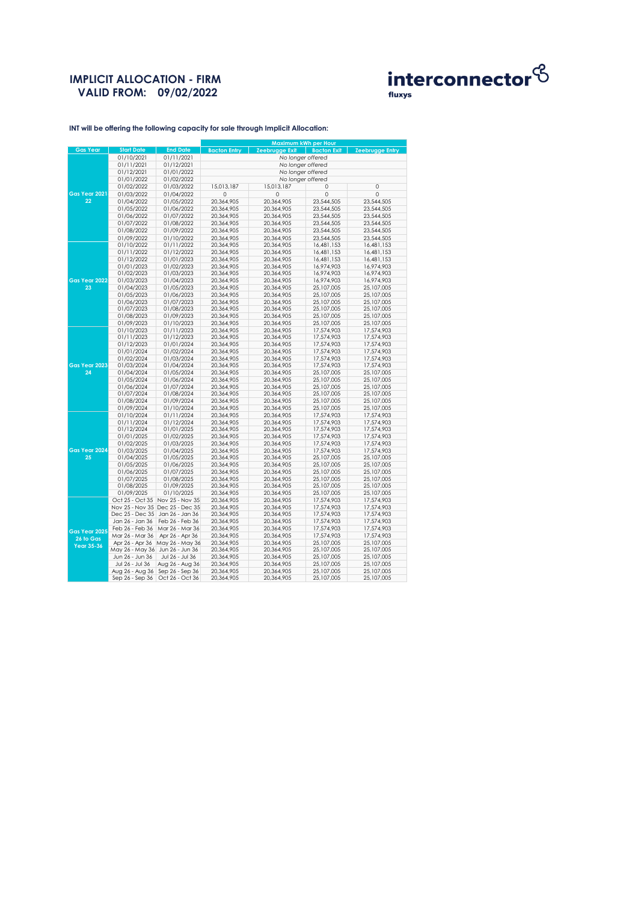# IMPLICIT ALLOCATION - FIRM
## VALID FROM: 09/02/2022

interconnector fluxys

**INT will be offering the following capacity for sale through Implicit Allocation:**

| Gas Year | Start Date | End Date | Maximum kWh per Hour | | | |
|---|---|---|---|---|---|---|
| | | | Bacton Entry | Zeebrugge Exit | Bacton Exit | Zeebrugge Entry |
| Gas Year 2021-22 | 01/10/2021 | 01/11/2021 | *No longer offered* | | | |
| | 01/11/2021 | 01/12/2021 | *No longer offered* | | | |
| | 01/12/2021 | 01/01/2022 | *No longer offered* | | | |
| | 01/01/2022 | 01/02/2022 | *No longer offered* | | | |
| | 01/02/2022 | 01/03/2022 | 15,013,187 | 15,013,187 | 0 | 0 |
| | 01/03/2022 | 01/04/2022 | 0 | 0 | 0 | 0 |
| | 01/04/2022 | 01/05/2022 | 20,364,905 | 20,364,905 | 23,544,505 | 23,544,505 |
| | 01/05/2022 | 01/06/2022 | 20,364,905 | 20,364,905 | 23,544,505 | 23,544,505 |
| | 01/06/2022 | 01/07/2022 | 20,364,905 | 20,364,905 | 23,544,505 | 23,544,505 |
| | 01/07/2022 | 01/08/2022 | 20,364,905 | 20,364,905 | 23,544,505 | 23,544,505 |
| | 01/08/2022 | 01/09/2022 | 20,364,905 | 20,364,905 | 23,544,505 | 23,544,505 |
| | 01/09/2022 | 01/10/2022 | 20,364,905 | 20,364,905 | 23,544,505 | 23,544,505 |
| Gas Year 2022-23 | 01/10/2022 | 01/11/2022 | 20,364,905 | 20,364,905 | 16,481,153 | 16,481,153 |
| | 01/11/2022 | 01/12/2022 | 20,364,905 | 20,364,905 | 16,481,153 | 16,481,153 |
| | 01/12/2022 | 01/01/2023 | 20,364,905 | 20,364,905 | 16,481,153 | 16,481,153 |
| | 01/01/2023 | 01/02/2023 | 20,364,905 | 20,364,905 | 16,974,903 | 16,974,903 |
| | 01/02/2023 | 01/03/2023 | 20,364,905 | 20,364,905 | 16,974,903 | 16,974,903 |
| | 01/03/2023 | 01/04/2023 | 20,364,905 | 20,364,905 | 16,974,903 | 16,974,903 |
| | 01/04/2023 | 01/05/2023 | 20,364,905 | 20,364,905 | 25,107,005 | 25,107,005 |
| | 01/05/2023 | 01/06/2023 | 20,364,905 | 20,364,905 | 25,107,005 | 25,107,005 |
| | 01/06/2023 | 01/07/2023 | 20,364,905 | 20,364,905 | 25,107,005 | 25,107,005 |
| | 01/07/2023 | 01/08/2023 | 20,364,905 | 20,364,905 | 25,107,005 | 25,107,005 |
| | 01/08/2023 | 01/09/2023 | 20,364,905 | 20,364,905 | 25,107,005 | 25,107,005 |
| | 01/09/2023 | 01/10/2023 | 20,364,905 | 20,364,905 | 25,107,005 | 25,107,005 |
| Gas Year 2023-24 | 01/10/2023 | 01/11/2023 | 20,364,905 | 20,364,905 | 17,574,903 | 17,574,903 |
| | 01/11/2023 | 01/12/2023 | 20,364,905 | 20,364,905 | 17,574,903 | 17,574,903 |
| | 01/12/2023 | 01/01/2024 | 20,364,905 | 20,364,905 | 17,574,903 | 17,574,903 |
| | 01/01/2024 | 01/02/2024 | 20,364,905 | 20,364,905 | 17,574,903 | 17,574,903 |
| | 01/02/2024 | 01/03/2024 | 20,364,905 | 20,364,905 | 17,574,903 | 17,574,903 |
| | 01/03/2024 | 01/04/2024 | 20,364,905 | 20,364,905 | 17,574,903 | 17,574,903 |
| | 01/04/2024 | 01/05/2024 | 20,364,905 | 20,364,905 | 25,107,005 | 25,107,005 |
| | 01/05/2024 | 01/06/2024 | 20,364,905 | 20,364,905 | 25,107,005 | 25,107,005 |
| | 01/06/2024 | 01/07/2024 | 20,364,905 | 20,364,905 | 25,107,005 | 25,107,005 |
| | 01/07/2024 | 01/08/2024 | 20,364,905 | 20,364,905 | 25,107,005 | 25,107,005 |
| | 01/08/2024 | 01/09/2024 | 20,364,905 | 20,364,905 | 25,107,005 | 25,107,005 |
| | 01/09/2024 | 01/10/2024 | 20,364,905 | 20,364,905 | 25,107,005 | 25,107,005 |
| Gas Year 2024-25 | 01/10/2024 | 01/11/2024 | 20,364,905 | 20,364,905 | 17,574,903 | 17,574,903 |
| | 01/11/2024 | 01/12/2024 | 20,364,905 | 20,364,905 | 17,574,903 | 17,574,903 |
| | 01/12/2024 | 01/01/2025 | 20,364,905 | 20,364,905 | 17,574,903 | 17,574,903 |
| | 01/01/2025 | 01/02/2025 | 20,364,905 | 20,364,905 | 17,574,903 | 17,574,903 |
| | 01/02/2025 | 01/03/2025 | 20,364,905 | 20,364,905 | 17,574,903 | 17,574,903 |
| | 01/03/2025 | 01/04/2025 | 20,364,905 | 20,364,905 | 17,574,903 | 17,574,903 |
| | 01/04/2025 | 01/05/2025 | 20,364,905 | 20,364,905 | 25,107,005 | 25,107,005 |
| | 01/05/2025 | 01/06/2025 | 20,364,905 | 20,364,905 | 25,107,005 | 25,107,005 |
| | 01/06/2025 | 01/07/2025 | 20,364,905 | 20,364,905 | 25,107,005 | 25,107,005 |
| | 01/07/2025 | 01/08/2025 | 20,364,905 | 20,364,905 | 25,107,005 | 25,107,005 |
| | 01/08/2025 | 01/09/2025 | 20,364,905 | 20,364,905 | 25,107,005 | 25,107,005 |
| | 01/09/2025 | 01/10/2025 | 20,364,905 | 20,364,905 | 25,107,005 | 25,107,005 |
| Gas Year 2025-26 to Gas Year 35-36 | Oct 25 - Oct 35 | Nov 25 - Nov 35 | 20,364,905 | 20,364,905 | 17,574,903 | 17,574,903 |
| | Nov 25 - Nov 35 | Dec 25 - Dec 35 | 20,364,905 | 20,364,905 | 17,574,903 | 17,574,903 |
| | Dec 25 - Dec 35 | Jan 26 - Jan 36 | 20,364,905 | 20,364,905 | 17,574,903 | 17,574,903 |
| | Jan 26 - Jan 36 | Feb 26 - Feb 36 | 20,364,905 | 20,364,905 | 17,574,903 | 17,574,903 |
| | Feb 26 - Feb 36 | Mar 26 - Mar 36 | 20,364,905 | 20,364,905 | 17,574,903 | 17,574,903 |
| | Mar 26 - Mar 36 | Apr 26 - Apr 36 | 20,364,905 | 20,364,905 | 17,574,903 | 17,574,903 |
| | Apr 26 - Apr 36 | May 26 - May 36 | 20,364,905 | 20,364,905 | 25,107,005 | 25,107,005 |
| | May 26 - May 36 | Jun 26 - Jun 36 | 20,364,905 | 20,364,905 | 25,107,005 | 25,107,005 |
| | Jun 26 - Jun 36 | Jul 26 - Jul 36 | 20,364,905 | 20,364,905 | 25,107,005 | 25,107,005 |
| | Jul 26 - Jul 36 | Aug 26 - Aug 36 | 20,364,905 | 20,364,905 | 25,107,005 | 25,107,005 |
| | Aug 26 - Aug 36 | Sep 26 - Sep 36 | 20,364,905 | 20,364,905 | 25,107,005 | 25,107,005 |
| | Sep 26 - Sep 36 | Oct 26 - Oct 36 | 20,364,905 | 20,364,905 | 25,107,005 | 25,107,005 |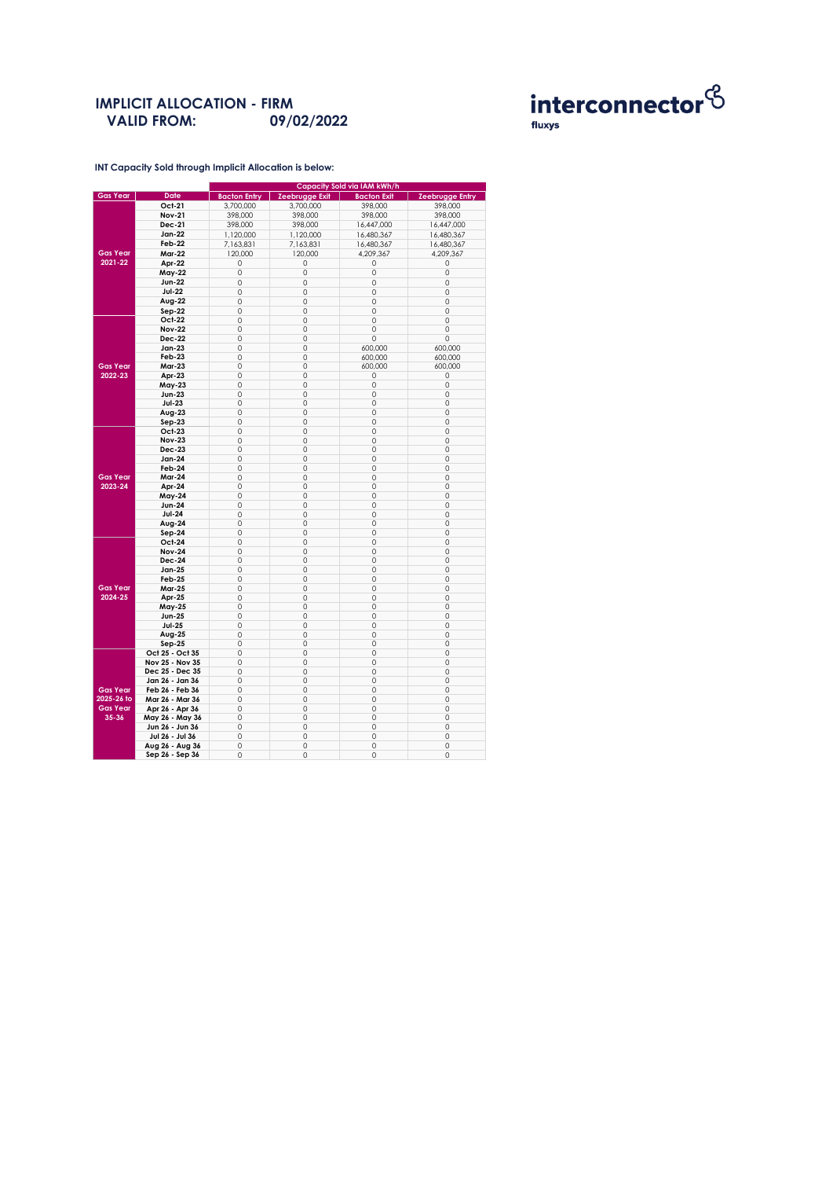# IMPLICIT ALLOCATION - FIRM
## VALID FROM: 09/02/2022

interconnector fluxys

**INT Capacity Sold through Implicit Allocation is below:**

| Gas Year | Date | Capacity Sold via IAM kWh/h | | | |
|---|---|---|---|---|---|
| | | Bacton Entry | Zeebrugge Exit | Bacton Exit | Zeebrugge Entry |
| Gas Year 2021-22 | Oct-21 | 3,700,000 | 3,700,000 | 398,000 | 398,000 |
| | Nov-21 | 398,000 | 398,000 | 398,000 | 398,000 |
| | Dec-21 | 398,000 | 398,000 | 16,447,000 | 16,447,000 |
| | Jan-22 | 1,120,000 | 1,120,000 | 16,480,367 | 16,480,367 |
| | Feb-22 | 7,163,831 | 7,163,831 | 16,480,367 | 16,480,367 |
| | Mar-22 | 120,000 | 120,000 | 4,209,367 | 4,209,367 |
| | Apr-22 | 0 | 0 | 0 | 0 |
| | May-22 | 0 | 0 | 0 | 0 |
| | Jun-22 | 0 | 0 | 0 | 0 |
| | Jul-22 | 0 | 0 | 0 | 0 |
| | Aug-22 | 0 | 0 | 0 | 0 |
| | Sep-22 | 0 | 0 | 0 | 0 |
| Gas Year 2022-23 | Oct-22 | 0 | 0 | 0 | 0 |
| | Nov-22 | 0 | 0 | 0 | 0 |
| | Dec-22 | 0 | 0 | 0 | 0 |
| | Jan-23 | 0 | 0 | 600,000 | 600,000 |
| | Feb-23 | 0 | 0 | 600,000 | 600,000 |
| | Mar-23 | 0 | 0 | 600,000 | 600,000 |
| | Apr-23 | 0 | 0 | 0 | 0 |
| | May-23 | 0 | 0 | 0 | 0 |
| | Jun-23 | 0 | 0 | 0 | 0 |
| | Jul-23 | 0 | 0 | 0 | 0 |
| | Aug-23 | 0 | 0 | 0 | 0 |
| | Sep-23 | 0 | 0 | 0 | 0 |
| Gas Year 2023-24 | Oct-23 | 0 | 0 | 0 | 0 |
| | Nov-23 | 0 | 0 | 0 | 0 |
| | Dec-23 | 0 | 0 | 0 | 0 |
| | Jan-24 | 0 | 0 | 0 | 0 |
| | Feb-24 | 0 | 0 | 0 | 0 |
| | Mar-24 | 0 | 0 | 0 | 0 |
| | Apr-24 | 0 | 0 | 0 | 0 |
| | May-24 | 0 | 0 | 0 | 0 |
| | Jun-24 | 0 | 0 | 0 | 0 |
| | Jul-24 | 0 | 0 | 0 | 0 |
| | Aug-24 | 0 | 0 | 0 | 0 |
| | Sep-24 | 0 | 0 | 0 | 0 |
| Gas Year 2024-25 | Oct-24 | 0 | 0 | 0 | 0 |
| | Nov-24 | 0 | 0 | 0 | 0 |
| | Dec-24 | 0 | 0 | 0 | 0 |
| | Jan-25 | 0 | 0 | 0 | 0 |
| | Feb-25 | 0 | 0 | 0 | 0 |
| | Mar-25 | 0 | 0 | 0 | 0 |
| | Apr-25 | 0 | 0 | 0 | 0 |
| | May-25 | 0 | 0 | 0 | 0 |
| | Jun-25 | 0 | 0 | 0 | 0 |
| | Jul-25 | 0 | 0 | 0 | 0 |
| | Aug-25 | 0 | 0 | 0 | 0 |
| | Sep-25 | 0 | 0 | 0 | 0 |
| Gas Year 2025-26 to Gas Year 35-36 | Oct 25 - Oct 35 | 0 | 0 | 0 | 0 |
| | Nov 25 - Nov 35 | 0 | 0 | 0 | 0 |
| | Dec 25 - Dec 35 | 0 | 0 | 0 | 0 |
| | Jan 26 - Jan 36 | 0 | 0 | 0 | 0 |
| | Feb 26 - Feb 36 | 0 | 0 | 0 | 0 |
| | Mar 26 - Mar 36 | 0 | 0 | 0 | 0 |
| | Apr 26 - Apr 36 | 0 | 0 | 0 | 0 |
| | May 26 - May 36 | 0 | 0 | 0 | 0 |
| | Jun 26 - Jun 36 | 0 | 0 | 0 | 0 |
| | Jul 26 - Jul 36 | 0 | 0 | 0 | 0 |
| | Aug 26 - Aug 36 | 0 | 0 | 0 | 0 |
| | Sep 26 - Sep 36 | 0 | 0 | 0 | 0 |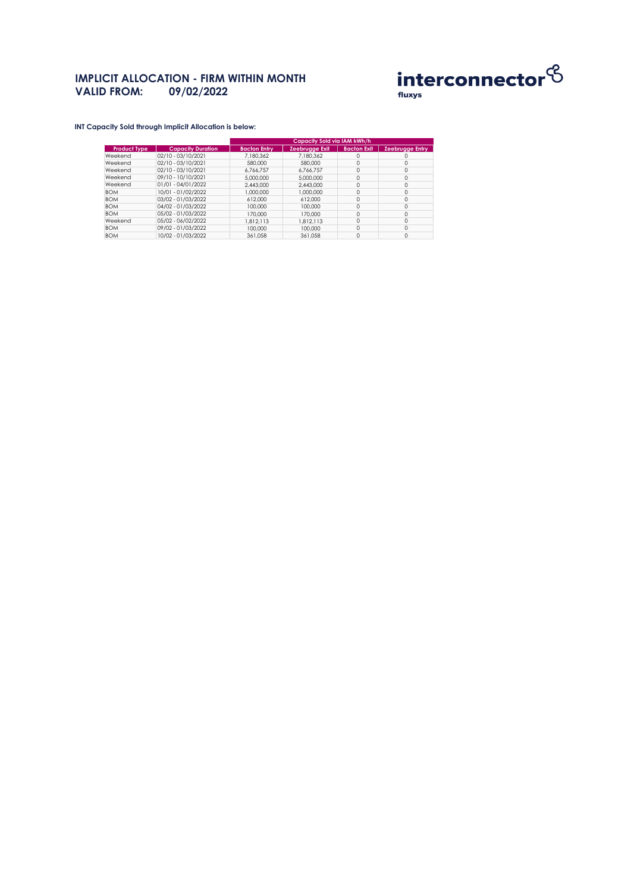# IMPLICIT ALLOCATION - FIRM WITHIN MONTH
# VALID FROM: 09/02/2022

interconnector
fluxys

**INT Capacity Sold through Implicit Allocation is below:**

| | | Capacity Sold via IAM kWh/h | | | |
|---|---|---|---|---|---|
| **Product Type** | **Capacity Duration** | **Bacton Entry** | **Zeebrugge Exit** | **Bacton Exit** | **Zeebrugge Entry** |
| Weekend | 02/10 - 03/10/2021 | 7,180,362 | 7,180,362 | 0 | 0 |
| Weekend | 02/10 - 03/10/2021 | 580,000 | 580,000 | 0 | 0 |
| Weekend | 02/10 - 03/10/2021 | 6,766,757 | 6,766,757 | 0 | 0 |
| Weekend | 09/10 - 10/10/2021 | 5,000,000 | 5,000,000 | 0 | 0 |
| Weekend | 01/01 - 04/01/2022 | 2,443,000 | 2,443,000 | 0 | 0 |
| BOM | 10/01 - 01/02/2022 | 1,000,000 | 1,000,000 | 0 | 0 |
| BOM | 03/02 - 01/03/2022 | 612,000 | 612,000 | 0 | 0 |
| BOM | 04/02 - 01/03/2022 | 100,000 | 100,000 | 0 | 0 |
| BOM | 05/02 - 01/03/2022 | 170,000 | 170,000 | 0 | 0 |
| Weekend | 05/02 - 06/02/2022 | 1,812,113 | 1,812,113 | 0 | 0 |
| BOM | 09/02 - 01/03/2022 | 100,000 | 100,000 | 0 | 0 |
| BOM | 10/02 - 01/03/2022 | 361,058 | 361,058 | 0 | 0 |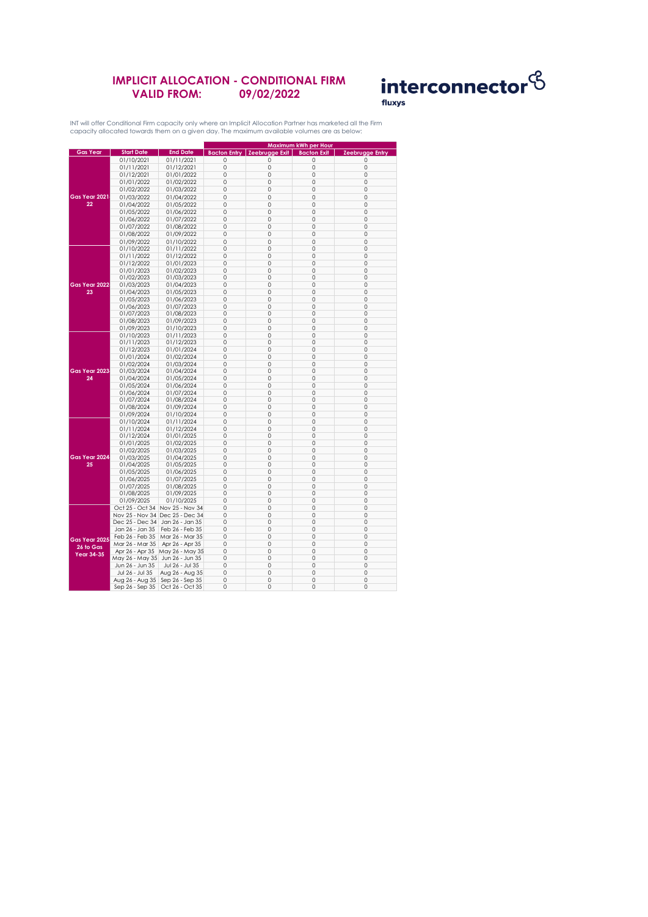# IMPLICIT ALLOCATION - CONDITIONAL FIRM
# VALID FROM: 09/02/2022

interconnector fluxys

INT will offer Conditional Firm capacity only where an Implicit Allocation Partner has marketed all the Firm capacity allocated towards them on a given day. The maximum available volumes are as below:

| Gas Year | Start Date | End Date | Maximum kWh per Hour | | | |
|---|---|---|---|---|---|---|
| | | | Bacton Entry | Zeebrugge Exit | Bacton Exit | Zeebrugge Entry |
| Gas Year 2021-22 | 01/10/2021 | 01/11/2021 | 0 | 0 | 0 | 0 |
| | 01/11/2021 | 01/12/2021 | 0 | 0 | 0 | 0 |
| | 01/12/2021 | 01/01/2022 | 0 | 0 | 0 | 0 |
| | 01/01/2022 | 01/02/2022 | 0 | 0 | 0 | 0 |
| | 01/02/2022 | 01/03/2022 | 0 | 0 | 0 | 0 |
| | 01/03/2022 | 01/04/2022 | 0 | 0 | 0 | 0 |
| | 01/04/2022 | 01/05/2022 | 0 | 0 | 0 | 0 |
| | 01/05/2022 | 01/06/2022 | 0 | 0 | 0 | 0 |
| | 01/06/2022 | 01/07/2022 | 0 | 0 | 0 | 0 |
| | 01/07/2022 | 01/08/2022 | 0 | 0 | 0 | 0 |
| | 01/08/2022 | 01/09/2022 | 0 | 0 | 0 | 0 |
| | 01/09/2022 | 01/10/2022 | 0 | 0 | 0 | 0 |
| Gas Year 2022-23 | 01/10/2022 | 01/11/2022 | 0 | 0 | 0 | 0 |
| | 01/11/2022 | 01/12/2022 | 0 | 0 | 0 | 0 |
| | 01/12/2022 | 01/01/2023 | 0 | 0 | 0 | 0 |
| | 01/01/2023 | 01/02/2023 | 0 | 0 | 0 | 0 |
| | 01/02/2023 | 01/03/2023 | 0 | 0 | 0 | 0 |
| | 01/03/2023 | 01/04/2023 | 0 | 0 | 0 | 0 |
| | 01/04/2023 | 01/05/2023 | 0 | 0 | 0 | 0 |
| | 01/05/2023 | 01/06/2023 | 0 | 0 | 0 | 0 |
| | 01/06/2023 | 01/07/2023 | 0 | 0 | 0 | 0 |
| | 01/07/2023 | 01/08/2023 | 0 | 0 | 0 | 0 |
| | 01/08/2023 | 01/09/2023 | 0 | 0 | 0 | 0 |
| | 01/09/2023 | 01/10/2023 | 0 | 0 | 0 | 0 |
| Gas Year 2023-24 | 01/10/2023 | 01/11/2023 | 0 | 0 | 0 | 0 |
| | 01/11/2023 | 01/12/2023 | 0 | 0 | 0 | 0 |
| | 01/12/2023 | 01/01/2024 | 0 | 0 | 0 | 0 |
| | 01/01/2024 | 01/02/2024 | 0 | 0 | 0 | 0 |
| | 01/02/2024 | 01/03/2024 | 0 | 0 | 0 | 0 |
| | 01/03/2024 | 01/04/2024 | 0 | 0 | 0 | 0 |
| | 01/04/2024 | 01/05/2024 | 0 | 0 | 0 | 0 |
| | 01/05/2024 | 01/06/2024 | 0 | 0 | 0 | 0 |
| | 01/06/2024 | 01/07/2024 | 0 | 0 | 0 | 0 |
| | 01/07/2024 | 01/08/2024 | 0 | 0 | 0 | 0 |
| | 01/08/2024 | 01/09/2024 | 0 | 0 | 0 | 0 |
| | 01/09/2024 | 01/10/2024 | 0 | 0 | 0 | 0 |
| Gas Year 2024-25 | 01/10/2024 | 01/11/2024 | 0 | 0 | 0 | 0 |
| | 01/11/2024 | 01/12/2024 | 0 | 0 | 0 | 0 |
| | 01/12/2024 | 01/01/2025 | 0 | 0 | 0 | 0 |
| | 01/01/2025 | 01/02/2025 | 0 | 0 | 0 | 0 |
| | 01/02/2025 | 01/03/2025 | 0 | 0 | 0 | 0 |
| | 01/03/2025 | 01/04/2025 | 0 | 0 | 0 | 0 |
| | 01/04/2025 | 01/05/2025 | 0 | 0 | 0 | 0 |
| | 01/05/2025 | 01/06/2025 | 0 | 0 | 0 | 0 |
| | 01/06/2025 | 01/07/2025 | 0 | 0 | 0 | 0 |
| | 01/07/2025 | 01/08/2025 | 0 | 0 | 0 | 0 |
| | 01/08/2025 | 01/09/2025 | 0 | 0 | 0 | 0 |
| | 01/09/2025 | 01/10/2025 | 0 | 0 | 0 | 0 |
| Gas Year 2025-26 to Gas Year 34-35 | Oct 25 - Oct 34 | Nov 25 - Nov 34 | 0 | 0 | 0 | 0 |
| | Nov 25 - Nov 34 | Dec 25 - Dec 34 | 0 | 0 | 0 | 0 |
| | Dec 25 - Dec 34 | Jan 26 - Jan 35 | 0 | 0 | 0 | 0 |
| | Jan 26 - Jan 35 | Feb 26 - Feb 35 | 0 | 0 | 0 | 0 |
| | Feb 26 - Feb 35 | Mar 26 - Mar 35 | 0 | 0 | 0 | 0 |
| | Mar 26 - Mar 35 | Apr 26 - Apr 35 | 0 | 0 | 0 | 0 |
| | Apr 26 - Apr 35 | May 26 - May 35 | 0 | 0 | 0 | 0 |
| | May 26 - May 35 | Jun 26 - Jun 35 | 0 | 0 | 0 | 0 |
| | Jun 26 - Jun 35 | Jul 26 - Jul 35 | 0 | 0 | 0 | 0 |
| | Jul 26 - Jul 35 | Aug 26 - Aug 35 | 0 | 0 | 0 | 0 |
| | Aug 26 - Aug 35 | Sep 26 - Sep 35 | 0 | 0 | 0 | 0 |
| | Sep 26 - Sep 35 | Oct 26 - Oct 35 | 0 | 0 | 0 | 0 |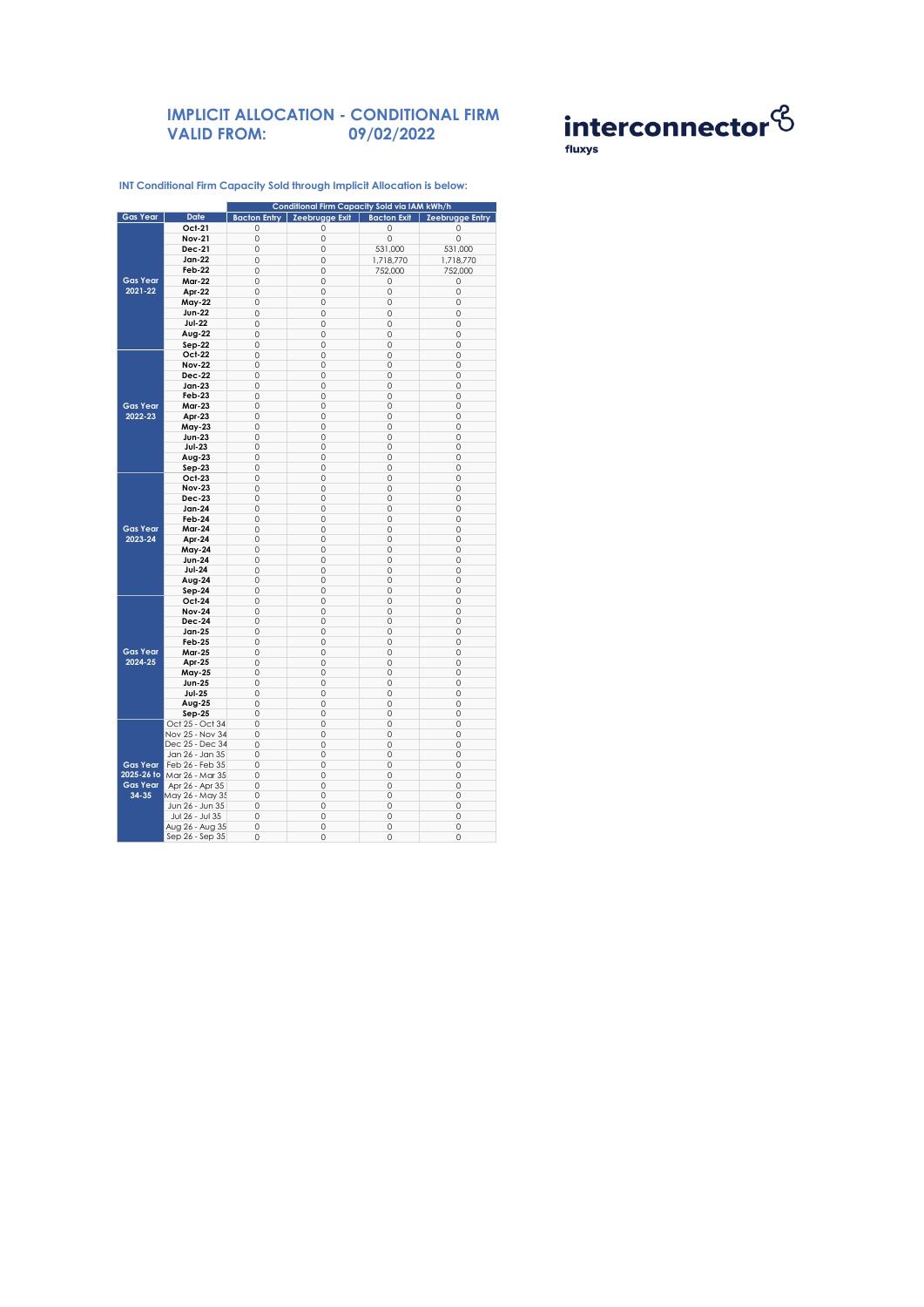# IMPLICIT ALLOCATION - CONDITIONAL FIRM
# VALID FROM: 09/02/2022

interconnector
fluxys

**INT Conditional Firm Capacity Sold through Implicit Allocation is below:**

| | | Conditional Firm Capacity Sold via IAM kWh/h | | | |
|---|---|---|---|---|---|
| Gas Year | Date | Bacton Entry | Zeebrugge Exit | Bacton Exit | Zeebrugge Entry |
| Gas Year 2021-22 | Oct-21 | 0 | 0 | 0 | 0 |
| | Nov-21 | 0 | 0 | 0 | 0 |
| | Dec-21 | 0 | 0 | 531,000 | 531,000 |
| | Jan-22 | 0 | 0 | 1,718,770 | 1,718,770 |
| | Feb-22 | 0 | 0 | 752,000 | 752,000 |
| | Mar-22 | 0 | 0 | 0 | 0 |
| | Apr-22 | 0 | 0 | 0 | 0 |
| | May-22 | 0 | 0 | 0 | 0 |
| | Jun-22 | 0 | 0 | 0 | 0 |
| | Jul-22 | 0 | 0 | 0 | 0 |
| | Aug-22 | 0 | 0 | 0 | 0 |
| | Sep-22 | 0 | 0 | 0 | 0 |
| Gas Year 2022-23 | Oct-22 | 0 | 0 | 0 | 0 |
| | Nov-22 | 0 | 0 | 0 | 0 |
| | Dec-22 | 0 | 0 | 0 | 0 |
| | Jan-23 | 0 | 0 | 0 | 0 |
| | Feb-23 | 0 | 0 | 0 | 0 |
| | Mar-23 | 0 | 0 | 0 | 0 |
| | Apr-23 | 0 | 0 | 0 | 0 |
| | May-23 | 0 | 0 | 0 | 0 |
| | Jun-23 | 0 | 0 | 0 | 0 |
| | Jul-23 | 0 | 0 | 0 | 0 |
| | Aug-23 | 0 | 0 | 0 | 0 |
| | Sep-23 | 0 | 0 | 0 | 0 |
| Gas Year 2023-24 | Oct-23 | 0 | 0 | 0 | 0 |
| | Nov-23 | 0 | 0 | 0 | 0 |
| | Dec-23 | 0 | 0 | 0 | 0 |
| | Jan-24 | 0 | 0 | 0 | 0 |
| | Feb-24 | 0 | 0 | 0 | 0 |
| | Mar-24 | 0 | 0 | 0 | 0 |
| | Apr-24 | 0 | 0 | 0 | 0 |
| | May-24 | 0 | 0 | 0 | 0 |
| | Jun-24 | 0 | 0 | 0 | 0 |
| | Jul-24 | 0 | 0 | 0 | 0 |
| | Aug-24 | 0 | 0 | 0 | 0 |
| | Sep-24 | 0 | 0 | 0 | 0 |
| Gas Year 2024-25 | Oct-24 | 0 | 0 | 0 | 0 |
| | Nov-24 | 0 | 0 | 0 | 0 |
| | Dec-24 | 0 | 0 | 0 | 0 |
| | Jan-25 | 0 | 0 | 0 | 0 |
| | Feb-25 | 0 | 0 | 0 | 0 |
| | Mar-25 | 0 | 0 | 0 | 0 |
| | Apr-25 | 0 | 0 | 0 | 0 |
| | May-25 | 0 | 0 | 0 | 0 |
| | Jun-25 | 0 | 0 | 0 | 0 |
| | Jul-25 | 0 | 0 | 0 | 0 |
| | Aug-25 | 0 | 0 | 0 | 0 |
| | Sep-25 | 0 | 0 | 0 | 0 |
| Gas Year 2025-26 to Gas Year 34-35 | Oct 25 - Oct 34 | 0 | 0 | 0 | 0 |
| | Nov 25 - Nov 34 | 0 | 0 | 0 | 0 |
| | Dec 25 - Dec 34 | 0 | 0 | 0 | 0 |
| | Jan 26 - Jan 35 | 0 | 0 | 0 | 0 |
| | Feb 26 - Feb 35 | 0 | 0 | 0 | 0 |
| | Mar 26 - Mar 35 | 0 | 0 | 0 | 0 |
| | Apr 26 - Apr 35 | 0 | 0 | 0 | 0 |
| | May 26 - May 35 | 0 | 0 | 0 | 0 |
| | Jun 26 - Jun 35 | 0 | 0 | 0 | 0 |
| | Jul 26 - Jul 35 | 0 | 0 | 0 | 0 |
| | Aug 26 - Aug 35 | 0 | 0 | 0 | 0 |
| | Sep 26 - Sep 35 | 0 | 0 | 0 | 0 |